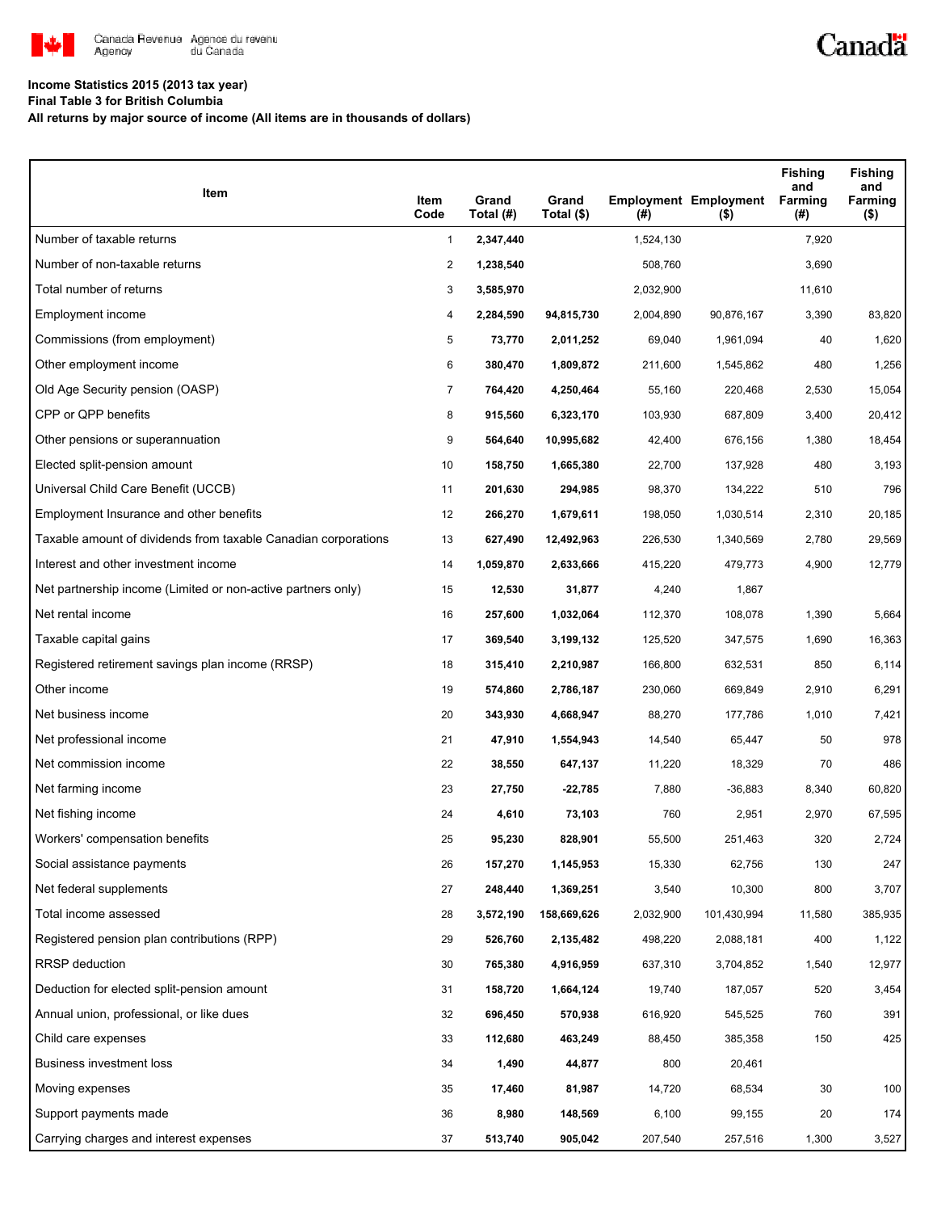Canada Revenue Agency / Agence du revenu du Canada

**Income Statistics 2015 (2013 tax year)**
**Final Table 3 for British Columbia**
**All returns by major source of income (All items are in thousands of dollars)**

| Item | Item Code | Grand Total (#) | Grand Total ($) | Employment (#) | Employment ($) | Fishing and Farming (#) | Fishing and Farming ($) |
|---|---|---|---|---|---|---|---|
| Number of taxable returns | 1 | **2,347,440** | | 1,524,130 | | 7,920 | |
| Number of non-taxable returns | 2 | **1,238,540** | | 508,760 | | 3,690 | |
| Total number of returns | 3 | **3,585,970** | | 2,032,900 | | 11,610 | |
| Employment income | 4 | **2,284,590** | **94,815,730** | 2,004,890 | 90,876,167 | 3,390 | 83,820 |
| Commissions (from employment) | 5 | **73,770** | **2,011,252** | 69,040 | 1,961,094 | 40 | 1,620 |
| Other employment income | 6 | **380,470** | **1,809,872** | 211,600 | 1,545,862 | 480 | 1,256 |
| Old Age Security pension (OASP) | 7 | **764,420** | **4,250,464** | 55,160 | 220,468 | 2,530 | 15,054 |
| CPP or QPP benefits | 8 | **915,560** | **6,323,170** | 103,930 | 687,809 | 3,400 | 20,412 |
| Other pensions or superannuation | 9 | **564,640** | **10,995,682** | 42,400 | 676,156 | 1,380 | 18,454 |
| Elected split-pension amount | 10 | **158,750** | **1,665,380** | 22,700 | 137,928 | 480 | 3,193 |
| Universal Child Care Benefit (UCCB) | 11 | **201,630** | **294,985** | 98,370 | 134,222 | 510 | 796 |
| Employment Insurance and other benefits | 12 | **266,270** | **1,679,611** | 198,050 | 1,030,514 | 2,310 | 20,185 |
| Taxable amount of dividends from taxable Canadian corporations | 13 | **627,490** | **12,492,963** | 226,530 | 1,340,569 | 2,780 | 29,569 |
| Interest and other investment income | 14 | **1,059,870** | **2,633,666** | 415,220 | 479,773 | 4,900 | 12,779 |
| Net partnership income (Limited or non-active partners only) | 15 | **12,530** | **31,877** | 4,240 | 1,867 | | |
| Net rental income | 16 | **257,600** | **1,032,064** | 112,370 | 108,078 | 1,390 | 5,664 |
| Taxable capital gains | 17 | **369,540** | **3,199,132** | 125,520 | 347,575 | 1,690 | 16,363 |
| Registered retirement savings plan income (RRSP) | 18 | **315,410** | **2,210,987** | 166,800 | 632,531 | 850 | 6,114 |
| Other income | 19 | **574,860** | **2,786,187** | 230,060 | 669,849 | 2,910 | 6,291 |
| Net business income | 20 | **343,930** | **4,668,947** | 88,270 | 177,786 | 1,010 | 7,421 |
| Net professional income | 21 | **47,910** | **1,554,943** | 14,540 | 65,447 | 50 | 978 |
| Net commission income | 22 | **38,550** | **647,137** | 11,220 | 18,329 | 70 | 486 |
| Net farming income | 23 | **27,750** | **-22,785** | 7,880 | -36,883 | 8,340 | 60,820 |
| Net fishing income | 24 | **4,610** | **73,103** | 760 | 2,951 | 2,970 | 67,595 |
| Workers' compensation benefits | 25 | **95,230** | **828,901** | 55,500 | 251,463 | 320 | 2,724 |
| Social assistance payments | 26 | **157,270** | **1,145,953** | 15,330 | 62,756 | 130 | 247 |
| Net federal supplements | 27 | **248,440** | **1,369,251** | 3,540 | 10,300 | 800 | 3,707 |
| Total income assessed | 28 | **3,572,190** | **158,669,626** | 2,032,900 | 101,430,994 | 11,580 | 385,935 |
| Registered pension plan contributions (RPP) | 29 | **526,760** | **2,135,482** | 498,220 | 2,088,181 | 400 | 1,122 |
| RRSP deduction | 30 | **765,380** | **4,916,959** | 637,310 | 3,704,852 | 1,540 | 12,977 |
| Deduction for elected split-pension amount | 31 | **158,720** | **1,664,124** | 19,740 | 187,057 | 520 | 3,454 |
| Annual union, professional, or like dues | 32 | **696,450** | **570,938** | 616,920 | 545,525 | 760 | 391 |
| Child care expenses | 33 | **112,680** | **463,249** | 88,450 | 385,358 | 150 | 425 |
| Business investment loss | 34 | **1,490** | **44,877** | 800 | 20,461 | | |
| Moving expenses | 35 | **17,460** | **81,987** | 14,720 | 68,534 | 30 | 100 |
| Support payments made | 36 | **8,980** | **148,569** | 6,100 | 99,155 | 20 | 174 |
| Carrying charges and interest expenses | 37 | **513,740** | **905,042** | 207,540 | 257,516 | 1,300 | 3,527 |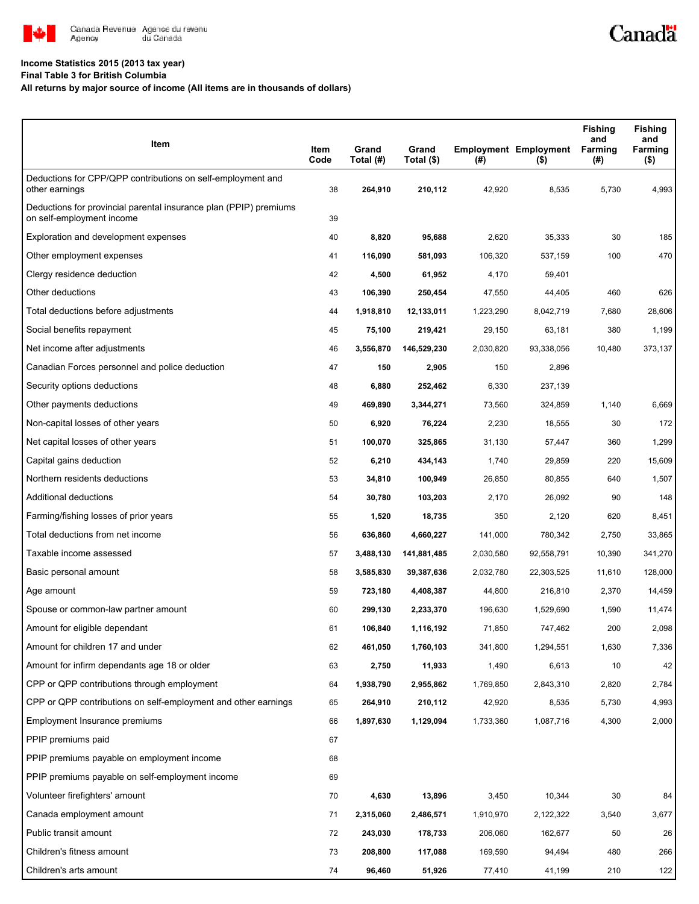**Income Statistics 2015 (2013 tax year)**

**Final Table 3 for British Columbia**

**All returns by major source of income (All items are in thousands of dollars)**

| Item | Item Code | Grand Total (#) | Grand Total ($) | Employment (#) | Employment ($) | Fishing and Farming (#) | Fishing and Farming ($) |
|---|---|---|---|---|---|---|---|
| Deductions for CPP/QPP contributions on self-employment and other earnings | 38 | **264,910** | **210,112** | 42,920 | 8,535 | 5,730 | 4,993 |
| Deductions for provincial parental insurance plan (PPIP) premiums on self-employment income | 39 | | | | | | |
| Exploration and development expenses | 40 | **8,820** | **95,688** | 2,620 | 35,333 | 30 | 185 |
| Other employment expenses | 41 | **116,090** | **581,093** | 106,320 | 537,159 | 100 | 470 |
| Clergy residence deduction | 42 | **4,500** | **61,952** | 4,170 | 59,401 | | |
| Other deductions | 43 | **106,390** | **250,454** | 47,550 | 44,405 | 460 | 626 |
| Total deductions before adjustments | 44 | **1,918,810** | **12,133,011** | 1,223,290 | 8,042,719 | 7,680 | 28,606 |
| Social benefits repayment | 45 | **75,100** | **219,421** | 29,150 | 63,181 | 380 | 1,199 |
| Net income after adjustments | 46 | **3,556,870** | **146,529,230** | 2,030,820 | 93,338,056 | 10,480 | 373,137 |
| Canadian Forces personnel and police deduction | 47 | **150** | **2,905** | 150 | 2,896 | | |
| Security options deductions | 48 | **6,880** | **252,462** | 6,330 | 237,139 | | |
| Other payments deductions | 49 | **469,890** | **3,344,271** | 73,560 | 324,859 | 1,140 | 6,669 |
| Non-capital losses of other years | 50 | **6,920** | **76,224** | 2,230 | 18,555 | 30 | 172 |
| Net capital losses of other years | 51 | **100,070** | **325,865** | 31,130 | 57,447 | 360 | 1,299 |
| Capital gains deduction | 52 | **6,210** | **434,143** | 1,740 | 29,859 | 220 | 15,609 |
| Northern residents deductions | 53 | **34,810** | **100,949** | 26,850 | 80,855 | 640 | 1,507 |
| Additional deductions | 54 | **30,780** | **103,203** | 2,170 | 26,092 | 90 | 148 |
| Farming/fishing losses of prior years | 55 | **1,520** | **18,735** | 350 | 2,120 | 620 | 8,451 |
| Total deductions from net income | 56 | **636,860** | **4,660,227** | 141,000 | 780,342 | 2,750 | 33,865 |
| Taxable income assessed | 57 | **3,488,130** | **141,881,485** | 2,030,580 | 92,558,791 | 10,390 | 341,270 |
| Basic personal amount | 58 | **3,585,830** | **39,387,636** | 2,032,780 | 22,303,525 | 11,610 | 128,000 |
| Age amount | 59 | **723,180** | **4,408,387** | 44,800 | 216,810 | 2,370 | 14,459 |
| Spouse or common-law partner amount | 60 | **299,130** | **2,233,370** | 196,630 | 1,529,690 | 1,590 | 11,474 |
| Amount for eligible dependant | 61 | **106,840** | **1,116,192** | 71,850 | 747,462 | 200 | 2,098 |
| Amount for children 17 and under | 62 | **461,050** | **1,760,103** | 341,800 | 1,294,551 | 1,630 | 7,336 |
| Amount for infirm dependants age 18 or older | 63 | **2,750** | **11,933** | 1,490 | 6,613 | 10 | 42 |
| CPP or QPP contributions through employment | 64 | **1,938,790** | **2,955,862** | 1,769,850 | 2,843,310 | 2,820 | 2,784 |
| CPP or QPP contributions on self-employment and other earnings | 65 | **264,910** | **210,112** | 42,920 | 8,535 | 5,730 | 4,993 |
| Employment Insurance premiums | 66 | **1,897,630** | **1,129,094** | 1,733,360 | 1,087,716 | 4,300 | 2,000 |
| PPIP premiums paid | 67 | | | | | | |
| PPIP premiums payable on employment income | 68 | | | | | | |
| PPIP premiums payable on self-employment income | 69 | | | | | | |
| Volunteer firefighters' amount | 70 | **4,630** | **13,896** | 3,450 | 10,344 | 30 | 84 |
| Canada employment amount | 71 | **2,315,060** | **2,486,571** | 1,910,970 | 2,122,322 | 3,540 | 3,677 |
| Public transit amount | 72 | **243,030** | **178,733** | 206,060 | 162,677 | 50 | 26 |
| Children's fitness amount | 73 | **208,800** | **117,088** | 169,590 | 94,494 | 480 | 266 |
| Children's arts amount | 74 | **96,460** | **51,926** | 77,410 | 41,199 | 210 | 122 |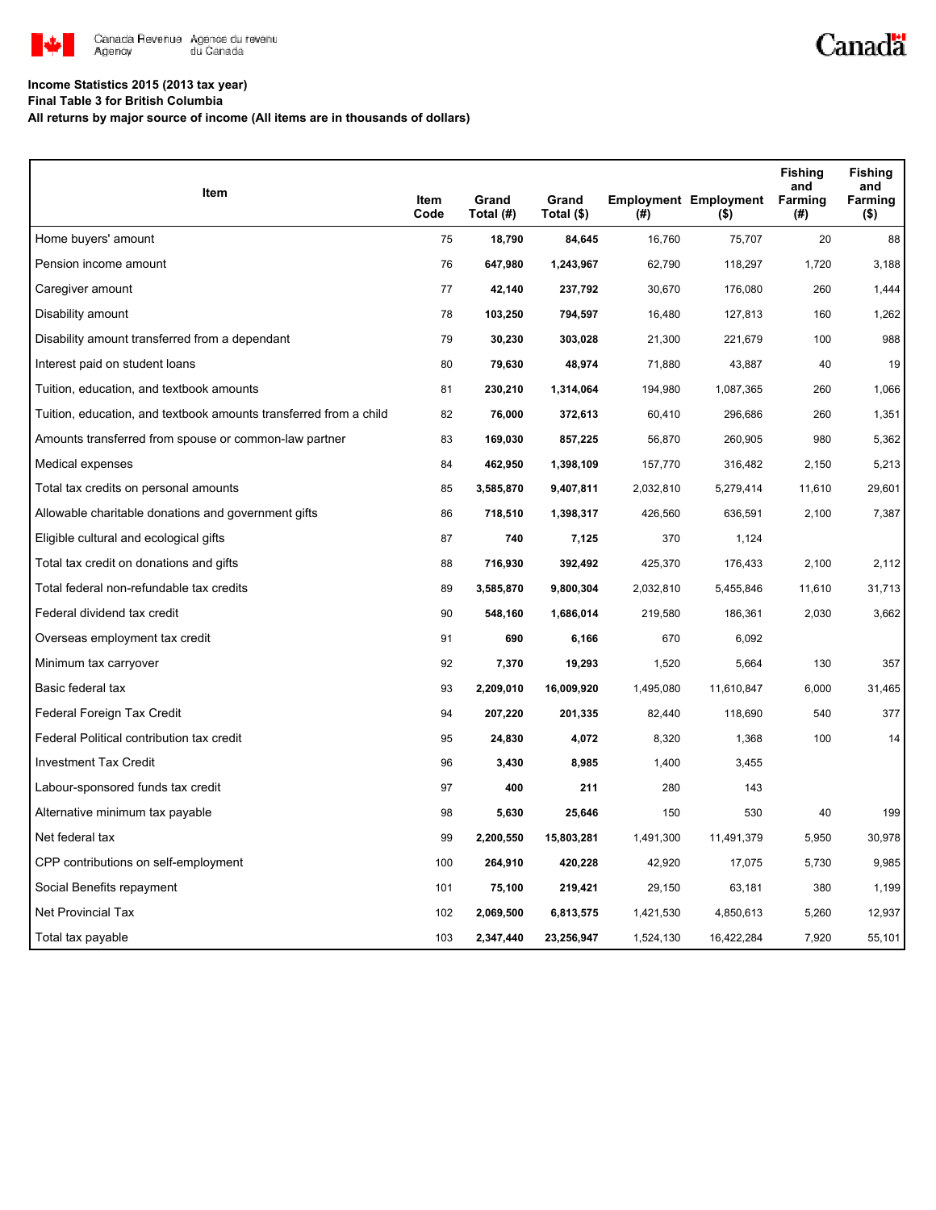**Income Statistics 2015 (2013 tax year)**

**Final Table 3 for British Columbia**

**All returns by major source of income (All items are in thousands of dollars)**

| Item | Item Code | Grand Total (#) | Grand Total ($) | Employment (#) | Employment ($) | Fishing and Farming (#) | Fishing and Farming ($) |
|---|---|---|---|---|---|---|---|
| Home buyers' amount | 75 | 18,790 | 84,645 | 16,760 | 75,707 | 20 | 88 |
| Pension income amount | 76 | 647,980 | 1,243,967 | 62,790 | 118,297 | 1,720 | 3,188 |
| Caregiver amount | 77 | 42,140 | 237,792 | 30,670 | 176,080 | 260 | 1,444 |
| Disability amount | 78 | 103,250 | 794,597 | 16,480 | 127,813 | 160 | 1,262 |
| Disability amount transferred from a dependant | 79 | 30,230 | 303,028 | 21,300 | 221,679 | 100 | 988 |
| Interest paid on student loans | 80 | 79,630 | 48,974 | 71,880 | 43,887 | 40 | 19 |
| Tuition, education, and textbook amounts | 81 | 230,210 | 1,314,064 | 194,980 | 1,087,365 | 260 | 1,066 |
| Tuition, education, and textbook amounts transferred from a child | 82 | 76,000 | 372,613 | 60,410 | 296,686 | 260 | 1,351 |
| Amounts transferred from spouse or common-law partner | 83 | 169,030 | 857,225 | 56,870 | 260,905 | 980 | 5,362 |
| Medical expenses | 84 | 462,950 | 1,398,109 | 157,770 | 316,482 | 2,150 | 5,213 |
| Total tax credits on personal amounts | 85 | 3,585,870 | 9,407,811 | 2,032,810 | 5,279,414 | 11,610 | 29,601 |
| Allowable charitable donations and government gifts | 86 | 718,510 | 1,398,317 | 426,560 | 636,591 | 2,100 | 7,387 |
| Eligible cultural and ecological gifts | 87 | 740 | 7,125 | 370 | 1,124 | | |
| Total tax credit on donations and gifts | 88 | 716,930 | 392,492 | 425,370 | 176,433 | 2,100 | 2,112 |
| Total federal non-refundable tax credits | 89 | 3,585,870 | 9,800,304 | 2,032,810 | 5,455,846 | 11,610 | 31,713 |
| Federal dividend tax credit | 90 | 548,160 | 1,686,014 | 219,580 | 186,361 | 2,030 | 3,662 |
| Overseas employment tax credit | 91 | 690 | 6,166 | 670 | 6,092 | | |
| Minimum tax carryover | 92 | 7,370 | 19,293 | 1,520 | 5,664 | 130 | 357 |
| Basic federal tax | 93 | 2,209,010 | 16,009,920 | 1,495,080 | 11,610,847 | 6,000 | 31,465 |
| Federal Foreign Tax Credit | 94 | 207,220 | 201,335 | 82,440 | 118,690 | 540 | 377 |
| Federal Political contribution tax credit | 95 | 24,830 | 4,072 | 8,320 | 1,368 | 100 | 14 |
| Investment Tax Credit | 96 | 3,430 | 8,985 | 1,400 | 3,455 | | |
| Labour-sponsored funds tax credit | 97 | 400 | 211 | 280 | 143 | | |
| Alternative minimum tax payable | 98 | 5,630 | 25,646 | 150 | 530 | 40 | 199 |
| Net federal tax | 99 | 2,200,550 | 15,803,281 | 1,491,300 | 11,491,379 | 5,950 | 30,978 |
| CPP contributions on self-employment | 100 | 264,910 | 420,228 | 42,920 | 17,075 | 5,730 | 9,985 |
| Social Benefits repayment | 101 | 75,100 | 219,421 | 29,150 | 63,181 | 380 | 1,199 |
| Net Provincial Tax | 102 | 2,069,500 | 6,813,575 | 1,421,530 | 4,850,613 | 5,260 | 12,937 |
| Total tax payable | 103 | 2,347,440 | 23,256,947 | 1,524,130 | 16,422,284 | 7,920 | 55,101 |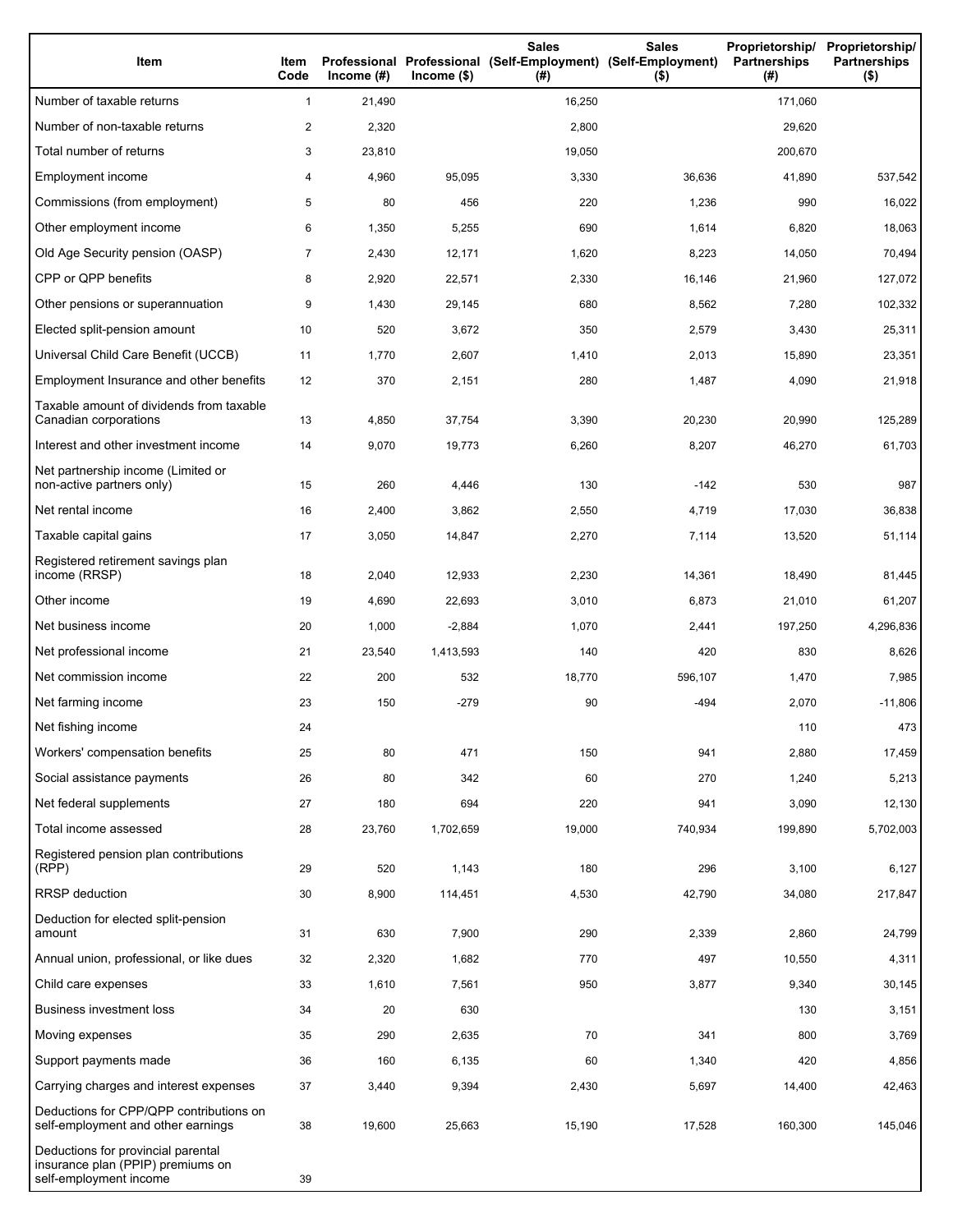| Item | Item Code | Professional Income (#) | Professional Income ($) | Sales (Self-Employment) (#) | Sales (Self-Employment) ($) | Proprietorship/ Partnerships (#) | Proprietorship/ Partnerships ($) |
|---|---|---|---|---|---|---|---|
| Number of taxable returns | 1 | 21,490 | | 16,250 | | 171,060 | |
| Number of non-taxable returns | 2 | 2,320 | | 2,800 | | 29,620 | |
| Total number of returns | 3 | 23,810 | | 19,050 | | 200,670 | |
| Employment income | 4 | 4,960 | 95,095 | 3,330 | 36,636 | 41,890 | 537,542 |
| Commissions (from employment) | 5 | 80 | 456 | 220 | 1,236 | 990 | 16,022 |
| Other employment income | 6 | 1,350 | 5,255 | 690 | 1,614 | 6,820 | 18,063 |
| Old Age Security pension (OASP) | 7 | 2,430 | 12,171 | 1,620 | 8,223 | 14,050 | 70,494 |
| CPP or QPP benefits | 8 | 2,920 | 22,571 | 2,330 | 16,146 | 21,960 | 127,072 |
| Other pensions or superannuation | 9 | 1,430 | 29,145 | 680 | 8,562 | 7,280 | 102,332 |
| Elected split-pension amount | 10 | 520 | 3,672 | 350 | 2,579 | 3,430 | 25,311 |
| Universal Child Care Benefit (UCCB) | 11 | 1,770 | 2,607 | 1,410 | 2,013 | 15,890 | 23,351 |
| Employment Insurance and other benefits | 12 | 370 | 2,151 | 280 | 1,487 | 4,090 | 21,918 |
| Taxable amount of dividends from taxable Canadian corporations | 13 | 4,850 | 37,754 | 3,390 | 20,230 | 20,990 | 125,289 |
| Interest and other investment income | 14 | 9,070 | 19,773 | 6,260 | 8,207 | 46,270 | 61,703 |
| Net partnership income (Limited or non-active partners only) | 15 | 260 | 4,446 | 130 | -142 | 530 | 987 |
| Net rental income | 16 | 2,400 | 3,862 | 2,550 | 4,719 | 17,030 | 36,838 |
| Taxable capital gains | 17 | 3,050 | 14,847 | 2,270 | 7,114 | 13,520 | 51,114 |
| Registered retirement savings plan income (RRSP) | 18 | 2,040 | 12,933 | 2,230 | 14,361 | 18,490 | 81,445 |
| Other income | 19 | 4,690 | 22,693 | 3,010 | 6,873 | 21,010 | 61,207 |
| Net business income | 20 | 1,000 | -2,884 | 1,070 | 2,441 | 197,250 | 4,296,836 |
| Net professional income | 21 | 23,540 | 1,413,593 | 140 | 420 | 830 | 8,626 |
| Net commission income | 22 | 200 | 532 | 18,770 | 596,107 | 1,470 | 7,985 |
| Net farming income | 23 | 150 | -279 | 90 | -494 | 2,070 | -11,806 |
| Net fishing income | 24 | | | | | 110 | 473 |
| Workers' compensation benefits | 25 | 80 | 471 | 150 | 941 | 2,880 | 17,459 |
| Social assistance payments | 26 | 80 | 342 | 60 | 270 | 1,240 | 5,213 |
| Net federal supplements | 27 | 180 | 694 | 220 | 941 | 3,090 | 12,130 |
| Total income assessed | 28 | 23,760 | 1,702,659 | 19,000 | 740,934 | 199,890 | 5,702,003 |
| Registered pension plan contributions (RPP) | 29 | 520 | 1,143 | 180 | 296 | 3,100 | 6,127 |
| RRSP deduction | 30 | 8,900 | 114,451 | 4,530 | 42,790 | 34,080 | 217,847 |
| Deduction for elected split-pension amount | 31 | 630 | 7,900 | 290 | 2,339 | 2,860 | 24,799 |
| Annual union, professional, or like dues | 32 | 2,320 | 1,682 | 770 | 497 | 10,550 | 4,311 |
| Child care expenses | 33 | 1,610 | 7,561 | 950 | 3,877 | 9,340 | 30,145 |
| Business investment loss | 34 | 20 | 630 | | | 130 | 3,151 |
| Moving expenses | 35 | 290 | 2,635 | 70 | 341 | 800 | 3,769 |
| Support payments made | 36 | 160 | 6,135 | 60 | 1,340 | 420 | 4,856 |
| Carrying charges and interest expenses | 37 | 3,440 | 9,394 | 2,430 | 5,697 | 14,400 | 42,463 |
| Deductions for CPP/QPP contributions on self-employment and other earnings | 38 | 19,600 | 25,663 | 15,190 | 17,528 | 160,300 | 145,046 |
| Deductions for provincial parental insurance plan (PPIP) premiums on self-employment income | 39 | | | | | | |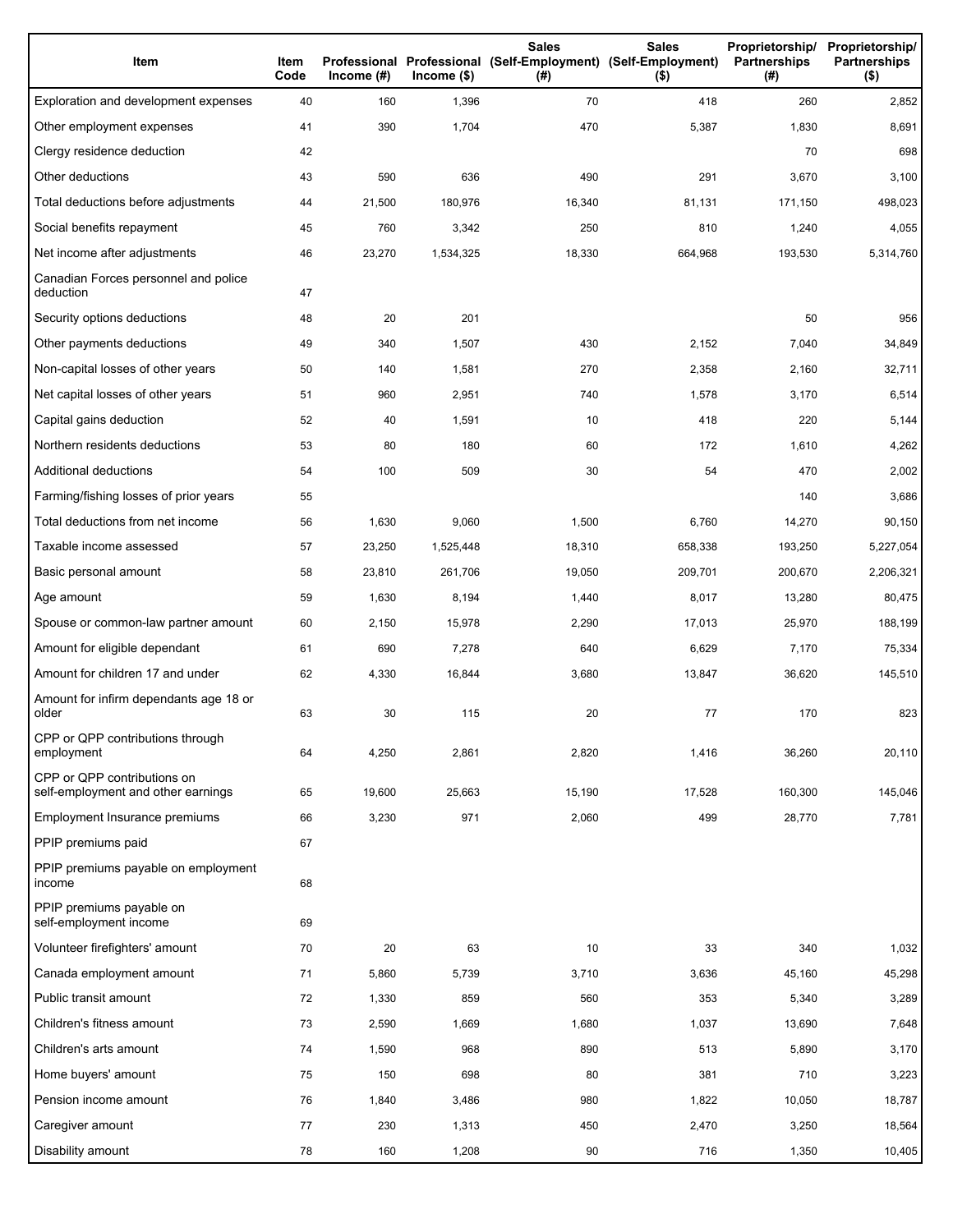| Item | Item Code | Professional Income (#) | Professional Income ($) | Sales (Self-Employment) (#) | Sales (Self-Employment) ($) | Proprietorship/ Partnerships (#) | Proprietorship/ Partnerships ($) |
|---|---|---|---|---|---|---|---|
| Exploration and development expenses | 40 | 160 | 1,396 | 70 | 418 | 260 | 2,852 |
| Other employment expenses | 41 | 390 | 1,704 | 470 | 5,387 | 1,830 | 8,691 |
| Clergy residence deduction | 42 | | | | | 70 | 698 |
| Other deductions | 43 | 590 | 636 | 490 | 291 | 3,670 | 3,100 |
| Total deductions before adjustments | 44 | 21,500 | 180,976 | 16,340 | 81,131 | 171,150 | 498,023 |
| Social benefits repayment | 45 | 760 | 3,342 | 250 | 810 | 1,240 | 4,055 |
| Net income after adjustments | 46 | 23,270 | 1,534,325 | 18,330 | 664,968 | 193,530 | 5,314,760 |
| Canadian Forces personnel and police deduction | 47 | | | | | | |
| Security options deductions | 48 | 20 | 201 | | | 50 | 956 |
| Other payments deductions | 49 | 340 | 1,507 | 430 | 2,152 | 7,040 | 34,849 |
| Non-capital losses of other years | 50 | 140 | 1,581 | 270 | 2,358 | 2,160 | 32,711 |
| Net capital losses of other years | 51 | 960 | 2,951 | 740 | 1,578 | 3,170 | 6,514 |
| Capital gains deduction | 52 | 40 | 1,591 | 10 | 418 | 220 | 5,144 |
| Northern residents deductions | 53 | 80 | 180 | 60 | 172 | 1,610 | 4,262 |
| Additional deductions | 54 | 100 | 509 | 30 | 54 | 470 | 2,002 |
| Farming/fishing losses of prior years | 55 | | | | | 140 | 3,686 |
| Total deductions from net income | 56 | 1,630 | 9,060 | 1,500 | 6,760 | 14,270 | 90,150 |
| Taxable income assessed | 57 | 23,250 | 1,525,448 | 18,310 | 658,338 | 193,250 | 5,227,054 |
| Basic personal amount | 58 | 23,810 | 261,706 | 19,050 | 209,701 | 200,670 | 2,206,321 |
| Age amount | 59 | 1,630 | 8,194 | 1,440 | 8,017 | 13,280 | 80,475 |
| Spouse or common-law partner amount | 60 | 2,150 | 15,978 | 2,290 | 17,013 | 25,970 | 188,199 |
| Amount for eligible dependant | 61 | 690 | 7,278 | 640 | 6,629 | 7,170 | 75,334 |
| Amount for children 17 and under | 62 | 4,330 | 16,844 | 3,680 | 13,847 | 36,620 | 145,510 |
| Amount for infirm dependants age 18 or older | 63 | 30 | 115 | 20 | 77 | 170 | 823 |
| CPP or QPP contributions through employment | 64 | 4,250 | 2,861 | 2,820 | 1,416 | 36,260 | 20,110 |
| CPP or QPP contributions on self-employment and other earnings | 65 | 19,600 | 25,663 | 15,190 | 17,528 | 160,300 | 145,046 |
| Employment Insurance premiums | 66 | 3,230 | 971 | 2,060 | 499 | 28,770 | 7,781 |
| PPIP premiums paid | 67 | | | | | | |
| PPIP premiums payable on employment income | 68 | | | | | | |
| PPIP premiums payable on self-employment income | 69 | | | | | | |
| Volunteer firefighters' amount | 70 | 20 | 63 | 10 | 33 | 340 | 1,032 |
| Canada employment amount | 71 | 5,860 | 5,739 | 3,710 | 3,636 | 45,160 | 45,298 |
| Public transit amount | 72 | 1,330 | 859 | 560 | 353 | 5,340 | 3,289 |
| Children's fitness amount | 73 | 2,590 | 1,669 | 1,680 | 1,037 | 13,690 | 7,648 |
| Children's arts amount | 74 | 1,590 | 968 | 890 | 513 | 5,890 | 3,170 |
| Home buyers' amount | 75 | 150 | 698 | 80 | 381 | 710 | 3,223 |
| Pension income amount | 76 | 1,840 | 3,486 | 980 | 1,822 | 10,050 | 18,787 |
| Caregiver amount | 77 | 230 | 1,313 | 450 | 2,470 | 3,250 | 18,564 |
| Disability amount | 78 | 160 | 1,208 | 90 | 716 | 1,350 | 10,405 |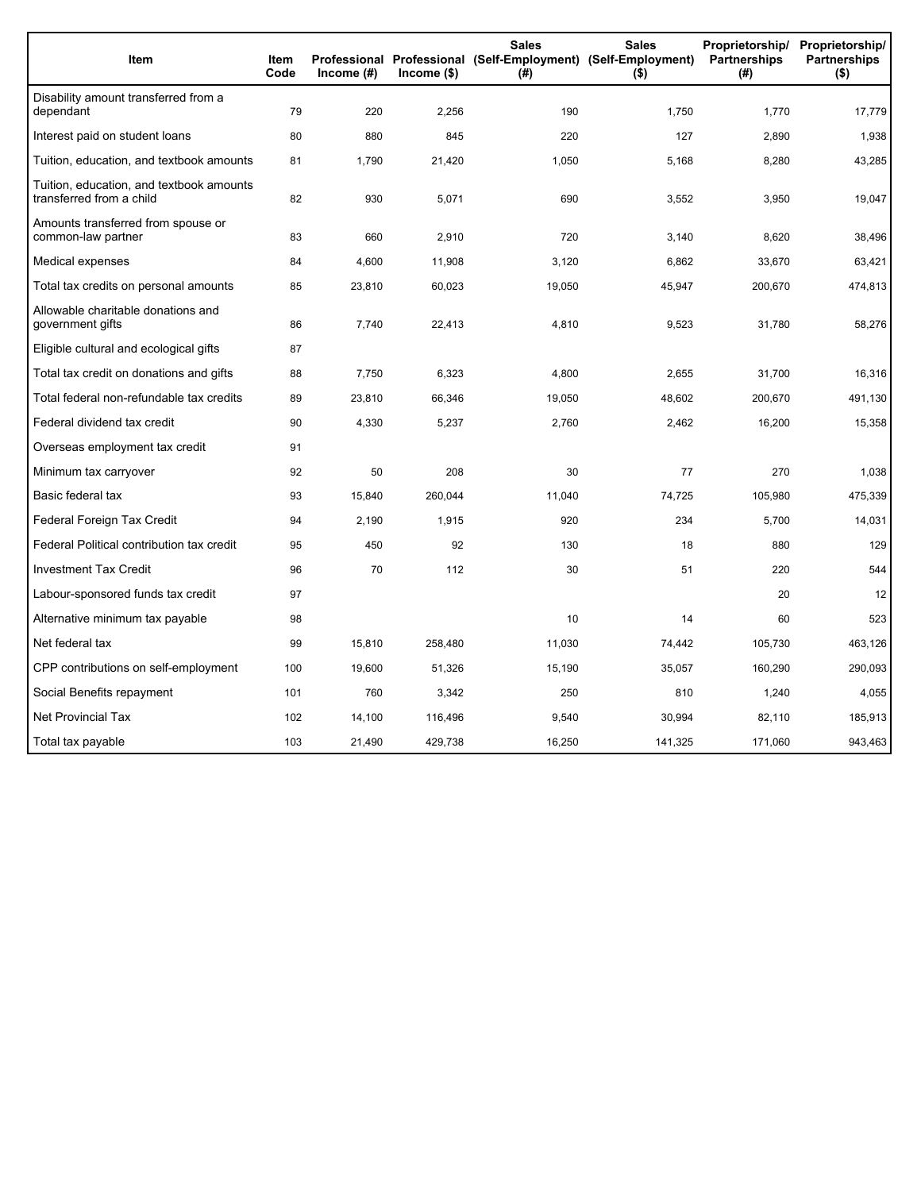| Item | Item Code | Professional Income (#) | Professional Income ($) | Sales (Self-Employment) (#) | Sales (Self-Employment) ($) | Proprietorship/ Partnerships (#) | Proprietorship/ Partnerships ($) |
| --- | --- | --- | --- | --- | --- | --- | --- |
| Disability amount transferred from a dependant | 79 | 220 | 2,256 | 190 | 1,750 | 1,770 | 17,779 |
| Interest paid on student loans | 80 | 880 | 845 | 220 | 127 | 2,890 | 1,938 |
| Tuition, education, and textbook amounts | 81 | 1,790 | 21,420 | 1,050 | 5,168 | 8,280 | 43,285 |
| Tuition, education, and textbook amounts transferred from a child | 82 | 930 | 5,071 | 690 | 3,552 | 3,950 | 19,047 |
| Amounts transferred from spouse or common-law partner | 83 | 660 | 2,910 | 720 | 3,140 | 8,620 | 38,496 |
| Medical expenses | 84 | 4,600 | 11,908 | 3,120 | 6,862 | 33,670 | 63,421 |
| Total tax credits on personal amounts | 85 | 23,810 | 60,023 | 19,050 | 45,947 | 200,670 | 474,813 |
| Allowable charitable donations and government gifts | 86 | 7,740 | 22,413 | 4,810 | 9,523 | 31,780 | 58,276 |
| Eligible cultural and ecological gifts | 87 | | | | | | |
| Total tax credit on donations and gifts | 88 | 7,750 | 6,323 | 4,800 | 2,655 | 31,700 | 16,316 |
| Total federal non-refundable tax credits | 89 | 23,810 | 66,346 | 19,050 | 48,602 | 200,670 | 491,130 |
| Federal dividend tax credit | 90 | 4,330 | 5,237 | 2,760 | 2,462 | 16,200 | 15,358 |
| Overseas employment tax credit | 91 | | | | | | |
| Minimum tax carryover | 92 | 50 | 208 | 30 | 77 | 270 | 1,038 |
| Basic federal tax | 93 | 15,840 | 260,044 | 11,040 | 74,725 | 105,980 | 475,339 |
| Federal Foreign Tax Credit | 94 | 2,190 | 1,915 | 920 | 234 | 5,700 | 14,031 |
| Federal Political contribution tax credit | 95 | 450 | 92 | 130 | 18 | 880 | 129 |
| Investment Tax Credit | 96 | 70 | 112 | 30 | 51 | 220 | 544 |
| Labour-sponsored funds tax credit | 97 | | | | | 20 | 12 |
| Alternative minimum tax payable | 98 | | | 10 | 14 | 60 | 523 |
| Net federal tax | 99 | 15,810 | 258,480 | 11,030 | 74,442 | 105,730 | 463,126 |
| CPP contributions on self-employment | 100 | 19,600 | 51,326 | 15,190 | 35,057 | 160,290 | 290,093 |
| Social Benefits repayment | 101 | 760 | 3,342 | 250 | 810 | 1,240 | 4,055 |
| Net Provincial Tax | 102 | 14,100 | 116,496 | 9,540 | 30,994 | 82,110 | 185,913 |
| Total tax payable | 103 | 21,490 | 429,738 | 16,250 | 141,325 | 171,060 | 943,463 |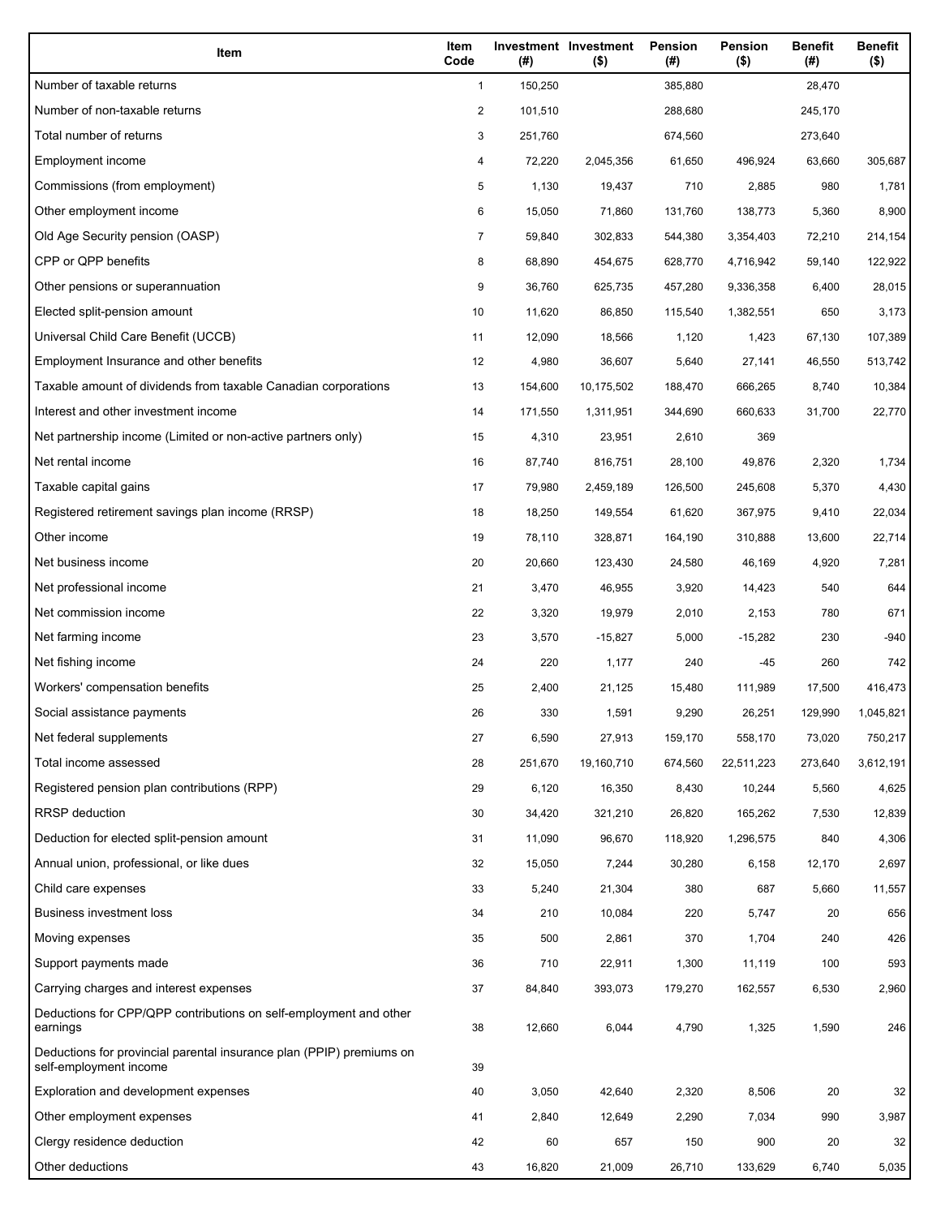| Item | Item Code | Investment (#) | Investment ($) | Pension (#) | Pension ($) | Benefit (#) | Benefit ($) |
|---|---|---|---|---|---|---|---|
| Number of taxable returns | 1 | 150,250 | | 385,880 | | 28,470 | |
| Number of non-taxable returns | 2 | 101,510 | | 288,680 | | 245,170 | |
| Total number of returns | 3 | 251,760 | | 674,560 | | 273,640 | |
| Employment income | 4 | 72,220 | 2,045,356 | 61,650 | 496,924 | 63,660 | 305,687 |
| Commissions (from employment) | 5 | 1,130 | 19,437 | 710 | 2,885 | 980 | 1,781 |
| Other employment income | 6 | 15,050 | 71,860 | 131,760 | 138,773 | 5,360 | 8,900 |
| Old Age Security pension (OASP) | 7 | 59,840 | 302,833 | 544,380 | 3,354,403 | 72,210 | 214,154 |
| CPP or QPP benefits | 8 | 68,890 | 454,675 | 628,770 | 4,716,942 | 59,140 | 122,922 |
| Other pensions or superannuation | 9 | 36,760 | 625,735 | 457,280 | 9,336,358 | 6,400 | 28,015 |
| Elected split-pension amount | 10 | 11,620 | 86,850 | 115,540 | 1,382,551 | 650 | 3,173 |
| Universal Child Care Benefit (UCCB) | 11 | 12,090 | 18,566 | 1,120 | 1,423 | 67,130 | 107,389 |
| Employment Insurance and other benefits | 12 | 4,980 | 36,607 | 5,640 | 27,141 | 46,550 | 513,742 |
| Taxable amount of dividends from taxable Canadian corporations | 13 | 154,600 | 10,175,502 | 188,470 | 666,265 | 8,740 | 10,384 |
| Interest and other investment income | 14 | 171,550 | 1,311,951 | 344,690 | 660,633 | 31,700 | 22,770 |
| Net partnership income (Limited or non-active partners only) | 15 | 4,310 | 23,951 | 2,610 | 369 | | |
| Net rental income | 16 | 87,740 | 816,751 | 28,100 | 49,876 | 2,320 | 1,734 |
| Taxable capital gains | 17 | 79,980 | 2,459,189 | 126,500 | 245,608 | 5,370 | 4,430 |
| Registered retirement savings plan income (RRSP) | 18 | 18,250 | 149,554 | 61,620 | 367,975 | 9,410 | 22,034 |
| Other income | 19 | 78,110 | 328,871 | 164,190 | 310,888 | 13,600 | 22,714 |
| Net business income | 20 | 20,660 | 123,430 | 24,580 | 46,169 | 4,920 | 7,281 |
| Net professional income | 21 | 3,470 | 46,955 | 3,920 | 14,423 | 540 | 644 |
| Net commission income | 22 | 3,320 | 19,979 | 2,010 | 2,153 | 780 | 671 |
| Net farming income | 23 | 3,570 | -15,827 | 5,000 | -15,282 | 230 | -940 |
| Net fishing income | 24 | 220 | 1,177 | 240 | -45 | 260 | 742 |
| Workers' compensation benefits | 25 | 2,400 | 21,125 | 15,480 | 111,989 | 17,500 | 416,473 |
| Social assistance payments | 26 | 330 | 1,591 | 9,290 | 26,251 | 129,990 | 1,045,821 |
| Net federal supplements | 27 | 6,590 | 27,913 | 159,170 | 558,170 | 73,020 | 750,217 |
| Total income assessed | 28 | 251,670 | 19,160,710 | 674,560 | 22,511,223 | 273,640 | 3,612,191 |
| Registered pension plan contributions (RPP) | 29 | 6,120 | 16,350 | 8,430 | 10,244 | 5,560 | 4,625 |
| RRSP deduction | 30 | 34,420 | 321,210 | 26,820 | 165,262 | 7,530 | 12,839 |
| Deduction for elected split-pension amount | 31 | 11,090 | 96,670 | 118,920 | 1,296,575 | 840 | 4,306 |
| Annual union, professional, or like dues | 32 | 15,050 | 7,244 | 30,280 | 6,158 | 12,170 | 2,697 |
| Child care expenses | 33 | 5,240 | 21,304 | 380 | 687 | 5,660 | 11,557 |
| Business investment loss | 34 | 210 | 10,084 | 220 | 5,747 | 20 | 656 |
| Moving expenses | 35 | 500 | 2,861 | 370 | 1,704 | 240 | 426 |
| Support payments made | 36 | 710 | 22,911 | 1,300 | 11,119 | 100 | 593 |
| Carrying charges and interest expenses | 37 | 84,840 | 393,073 | 179,270 | 162,557 | 6,530 | 2,960 |
| Deductions for CPP/QPP contributions on self-employment and other earnings | 38 | 12,660 | 6,044 | 4,790 | 1,325 | 1,590 | 246 |
| Deductions for provincial parental insurance plan (PPIP) premiums on self-employment income | 39 | | | | | | |
| Exploration and development expenses | 40 | 3,050 | 42,640 | 2,320 | 8,506 | 20 | 32 |
| Other employment expenses | 41 | 2,840 | 12,649 | 2,290 | 7,034 | 990 | 3,987 |
| Clergy residence deduction | 42 | 60 | 657 | 150 | 900 | 20 | 32 |
| Other deductions | 43 | 16,820 | 21,009 | 26,710 | 133,629 | 6,740 | 5,035 |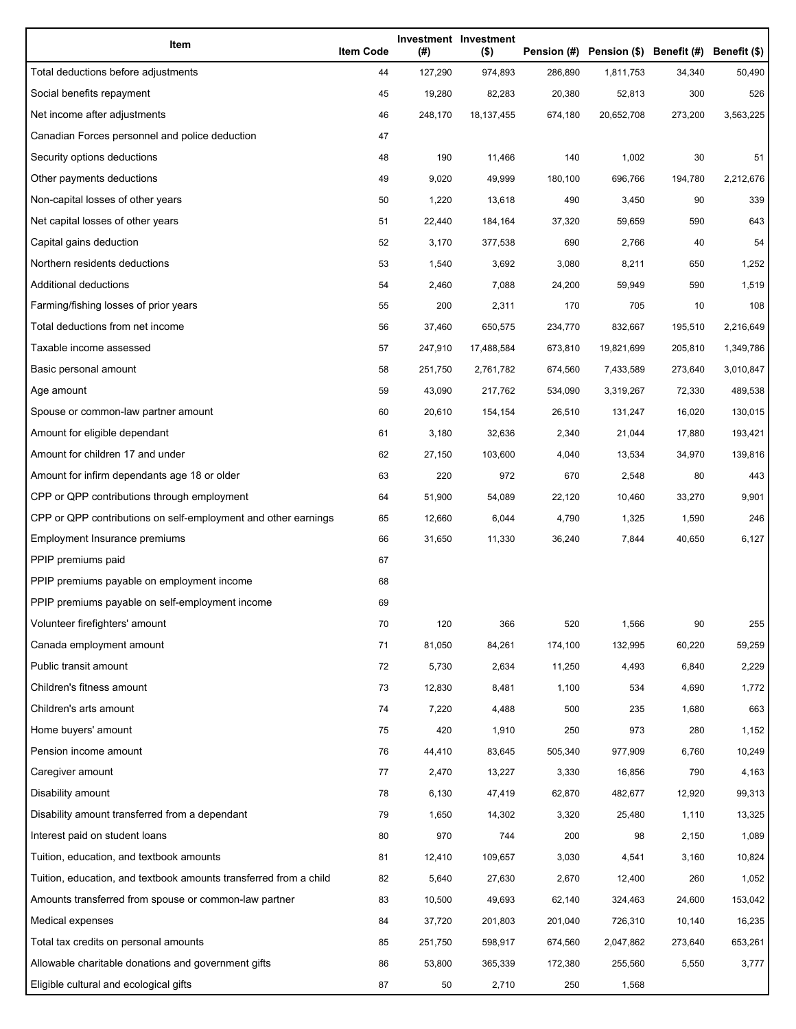| Item | Item Code | Investment (#) | Investment ($) | Pension (#) | Pension ($) | Benefit (#) | Benefit ($) |
| --- | --- | --- | --- | --- | --- | --- | --- |
| Total deductions before adjustments | 44 | 127,290 | 974,893 | 286,890 | 1,811,753 | 34,340 | 50,490 |
| Social benefits repayment | 45 | 19,280 | 82,283 | 20,380 | 52,813 | 300 | 526 |
| Net income after adjustments | 46 | 248,170 | 18,137,455 | 674,180 | 20,652,708 | 273,200 | 3,563,225 |
| Canadian Forces personnel and police deduction | 47 | | | | | | |
| Security options deductions | 48 | 190 | 11,466 | 140 | 1,002 | 30 | 51 |
| Other payments deductions | 49 | 9,020 | 49,999 | 180,100 | 696,766 | 194,780 | 2,212,676 |
| Non-capital losses of other years | 50 | 1,220 | 13,618 | 490 | 3,450 | 90 | 339 |
| Net capital losses of other years | 51 | 22,440 | 184,164 | 37,320 | 59,659 | 590 | 643 |
| Capital gains deduction | 52 | 3,170 | 377,538 | 690 | 2,766 | 40 | 54 |
| Northern residents deductions | 53 | 1,540 | 3,692 | 3,080 | 8,211 | 650 | 1,252 |
| Additional deductions | 54 | 2,460 | 7,088 | 24,200 | 59,949 | 590 | 1,519 |
| Farming/fishing losses of prior years | 55 | 200 | 2,311 | 170 | 705 | 10 | 108 |
| Total deductions from net income | 56 | 37,460 | 650,575 | 234,770 | 832,667 | 195,510 | 2,216,649 |
| Taxable income assessed | 57 | 247,910 | 17,488,584 | 673,810 | 19,821,699 | 205,810 | 1,349,786 |
| Basic personal amount | 58 | 251,750 | 2,761,782 | 674,560 | 7,433,589 | 273,640 | 3,010,847 |
| Age amount | 59 | 43,090 | 217,762 | 534,090 | 3,319,267 | 72,330 | 489,538 |
| Spouse or common-law partner amount | 60 | 20,610 | 154,154 | 26,510 | 131,247 | 16,020 | 130,015 |
| Amount for eligible dependant | 61 | 3,180 | 32,636 | 2,340 | 21,044 | 17,880 | 193,421 |
| Amount for children 17 and under | 62 | 27,150 | 103,600 | 4,040 | 13,534 | 34,970 | 139,816 |
| Amount for infirm dependants age 18 or older | 63 | 220 | 972 | 670 | 2,548 | 80 | 443 |
| CPP or QPP contributions through employment | 64 | 51,900 | 54,089 | 22,120 | 10,460 | 33,270 | 9,901 |
| CPP or QPP contributions on self-employment and other earnings | 65 | 12,660 | 6,044 | 4,790 | 1,325 | 1,590 | 246 |
| Employment Insurance premiums | 66 | 31,650 | 11,330 | 36,240 | 7,844 | 40,650 | 6,127 |
| PPIP premiums paid | 67 | | | | | | |
| PPIP premiums payable on employment income | 68 | | | | | | |
| PPIP premiums payable on self-employment income | 69 | | | | | | |
| Volunteer firefighters' amount | 70 | 120 | 366 | 520 | 1,566 | 90 | 255 |
| Canada employment amount | 71 | 81,050 | 84,261 | 174,100 | 132,995 | 60,220 | 59,259 |
| Public transit amount | 72 | 5,730 | 2,634 | 11,250 | 4,493 | 6,840 | 2,229 |
| Children's fitness amount | 73 | 12,830 | 8,481 | 1,100 | 534 | 4,690 | 1,772 |
| Children's arts amount | 74 | 7,220 | 4,488 | 500 | 235 | 1,680 | 663 |
| Home buyers' amount | 75 | 420 | 1,910 | 250 | 973 | 280 | 1,152 |
| Pension income amount | 76 | 44,410 | 83,645 | 505,340 | 977,909 | 6,760 | 10,249 |
| Caregiver amount | 77 | 2,470 | 13,227 | 3,330 | 16,856 | 790 | 4,163 |
| Disability amount | 78 | 6,130 | 47,419 | 62,870 | 482,677 | 12,920 | 99,313 |
| Disability amount transferred from a dependant | 79 | 1,650 | 14,302 | 3,320 | 25,480 | 1,110 | 13,325 |
| Interest paid on student loans | 80 | 970 | 744 | 200 | 98 | 2,150 | 1,089 |
| Tuition, education, and textbook amounts | 81 | 12,410 | 109,657 | 3,030 | 4,541 | 3,160 | 10,824 |
| Tuition, education, and textbook amounts transferred from a child | 82 | 5,640 | 27,630 | 2,670 | 12,400 | 260 | 1,052 |
| Amounts transferred from spouse or common-law partner | 83 | 10,500 | 49,693 | 62,140 | 324,463 | 24,600 | 153,042 |
| Medical expenses | 84 | 37,720 | 201,803 | 201,040 | 726,310 | 10,140 | 16,235 |
| Total tax credits on personal amounts | 85 | 251,750 | 598,917 | 674,560 | 2,047,862 | 273,640 | 653,261 |
| Allowable charitable donations and government gifts | 86 | 53,800 | 365,339 | 172,380 | 255,560 | 5,550 | 3,777 |
| Eligible cultural and ecological gifts | 87 | 50 | 2,710 | 250 | 1,568 | | |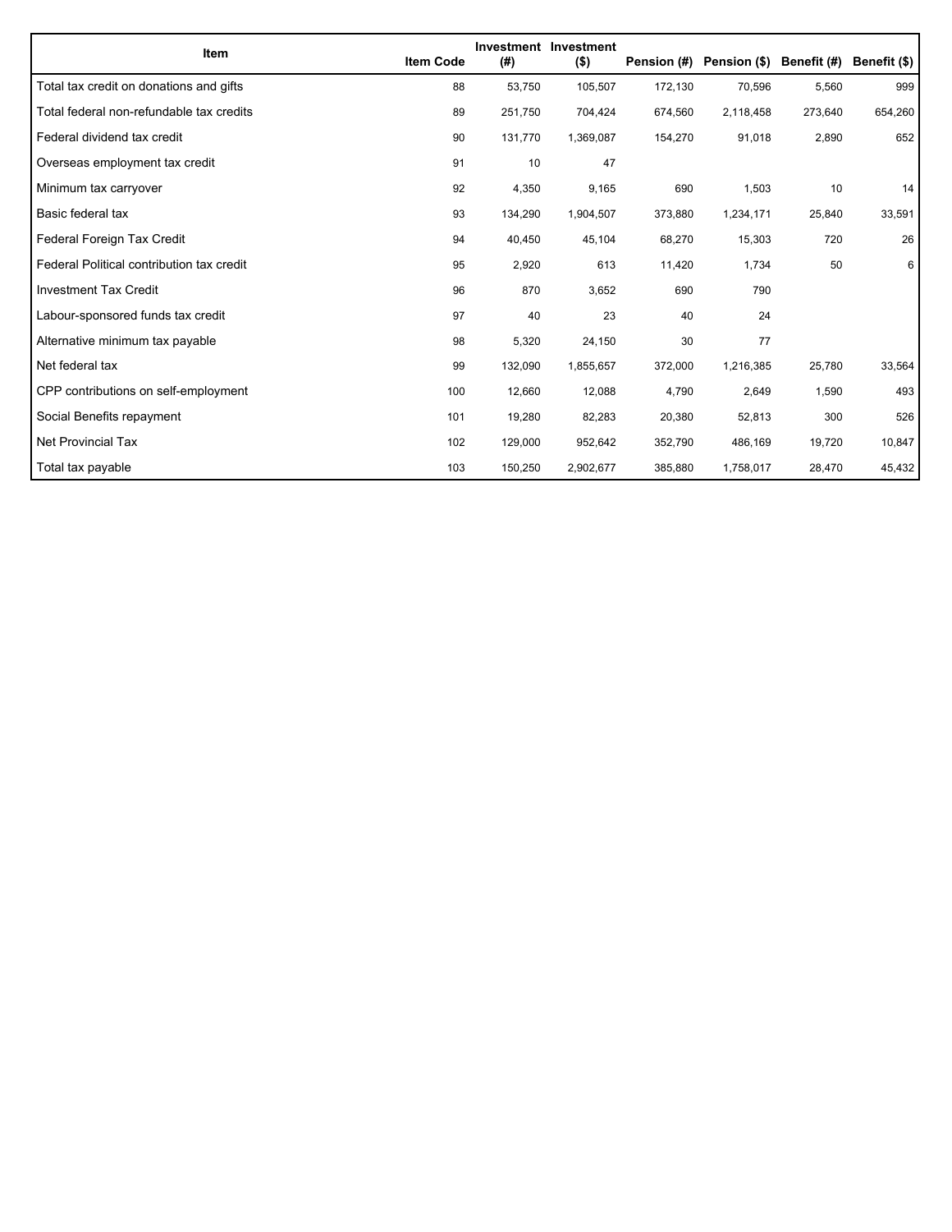| Item | Item Code | Investment (#) | Investment ($) | Pension (#) | Pension ($) | Benefit (#) | Benefit ($) |
|---|---|---|---|---|---|---|---|
| Total tax credit on donations and gifts | 88 | 53,750 | 105,507 | 172,130 | 70,596 | 5,560 | 999 |
| Total federal non-refundable tax credits | 89 | 251,750 | 704,424 | 674,560 | 2,118,458 | 273,640 | 654,260 |
| Federal dividend tax credit | 90 | 131,770 | 1,369,087 | 154,270 | 91,018 | 2,890 | 652 |
| Overseas employment tax credit | 91 | 10 | 47 | | | | |
| Minimum tax carryover | 92 | 4,350 | 9,165 | 690 | 1,503 | 10 | 14 |
| Basic federal tax | 93 | 134,290 | 1,904,507 | 373,880 | 1,234,171 | 25,840 | 33,591 |
| Federal Foreign Tax Credit | 94 | 40,450 | 45,104 | 68,270 | 15,303 | 720 | 26 |
| Federal Political contribution tax credit | 95 | 2,920 | 613 | 11,420 | 1,734 | 50 | 6 |
| Investment Tax Credit | 96 | 870 | 3,652 | 690 | 790 | | |
| Labour-sponsored funds tax credit | 97 | 40 | 23 | 40 | 24 | | |
| Alternative minimum tax payable | 98 | 5,320 | 24,150 | 30 | 77 | | |
| Net federal tax | 99 | 132,090 | 1,855,657 | 372,000 | 1,216,385 | 25,780 | 33,564 |
| CPP contributions on self-employment | 100 | 12,660 | 12,088 | 4,790 | 2,649 | 1,590 | 493 |
| Social Benefits repayment | 101 | 19,280 | 82,283 | 20,380 | 52,813 | 300 | 526 |
| Net Provincial Tax | 102 | 129,000 | 952,642 | 352,790 | 486,169 | 19,720 | 10,847 |
| Total tax payable | 103 | 150,250 | 2,902,677 | 385,880 | 1,758,017 | 28,470 | 45,432 |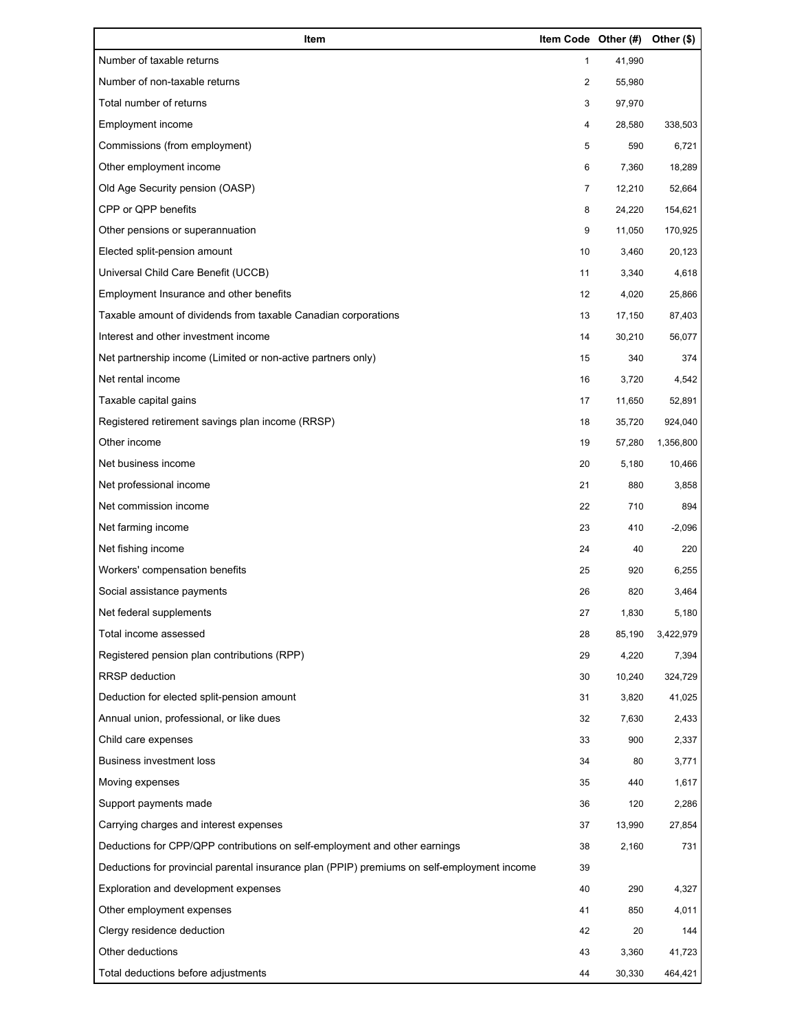| Item | Item Code | Other (#) | Other ($) |
|---|---|---|---|
| Number of taxable returns | 1 | 41,990 | |
| Number of non-taxable returns | 2 | 55,980 | |
| Total number of returns | 3 | 97,970 | |
| Employment income | 4 | 28,580 | 338,503 |
| Commissions (from employment) | 5 | 590 | 6,721 |
| Other employment income | 6 | 7,360 | 18,289 |
| Old Age Security pension (OASP) | 7 | 12,210 | 52,664 |
| CPP or QPP benefits | 8 | 24,220 | 154,621 |
| Other pensions or superannuation | 9 | 11,050 | 170,925 |
| Elected split-pension amount | 10 | 3,460 | 20,123 |
| Universal Child Care Benefit (UCCB) | 11 | 3,340 | 4,618 |
| Employment Insurance and other benefits | 12 | 4,020 | 25,866 |
| Taxable amount of dividends from taxable Canadian corporations | 13 | 17,150 | 87,403 |
| Interest and other investment income | 14 | 30,210 | 56,077 |
| Net partnership income (Limited or non-active partners only) | 15 | 340 | 374 |
| Net rental income | 16 | 3,720 | 4,542 |
| Taxable capital gains | 17 | 11,650 | 52,891 |
| Registered retirement savings plan income (RRSP) | 18 | 35,720 | 924,040 |
| Other income | 19 | 57,280 | 1,356,800 |
| Net business income | 20 | 5,180 | 10,466 |
| Net professional income | 21 | 880 | 3,858 |
| Net commission income | 22 | 710 | 894 |
| Net farming income | 23 | 410 | -2,096 |
| Net fishing income | 24 | 40 | 220 |
| Workers' compensation benefits | 25 | 920 | 6,255 |
| Social assistance payments | 26 | 820 | 3,464 |
| Net federal supplements | 27 | 1,830 | 5,180 |
| Total income assessed | 28 | 85,190 | 3,422,979 |
| Registered pension plan contributions (RPP) | 29 | 4,220 | 7,394 |
| RRSP deduction | 30 | 10,240 | 324,729 |
| Deduction for elected split-pension amount | 31 | 3,820 | 41,025 |
| Annual union, professional, or like dues | 32 | 7,630 | 2,433 |
| Child care expenses | 33 | 900 | 2,337 |
| Business investment loss | 34 | 80 | 3,771 |
| Moving expenses | 35 | 440 | 1,617 |
| Support payments made | 36 | 120 | 2,286 |
| Carrying charges and interest expenses | 37 | 13,990 | 27,854 |
| Deductions for CPP/QPP contributions on self-employment and other earnings | 38 | 2,160 | 731 |
| Deductions for provincial parental insurance plan (PPIP) premiums on self-employment income | 39 | | |
| Exploration and development expenses | 40 | 290 | 4,327 |
| Other employment expenses | 41 | 850 | 4,011 |
| Clergy residence deduction | 42 | 20 | 144 |
| Other deductions | 43 | 3,360 | 41,723 |
| Total deductions before adjustments | 44 | 30,330 | 464,421 |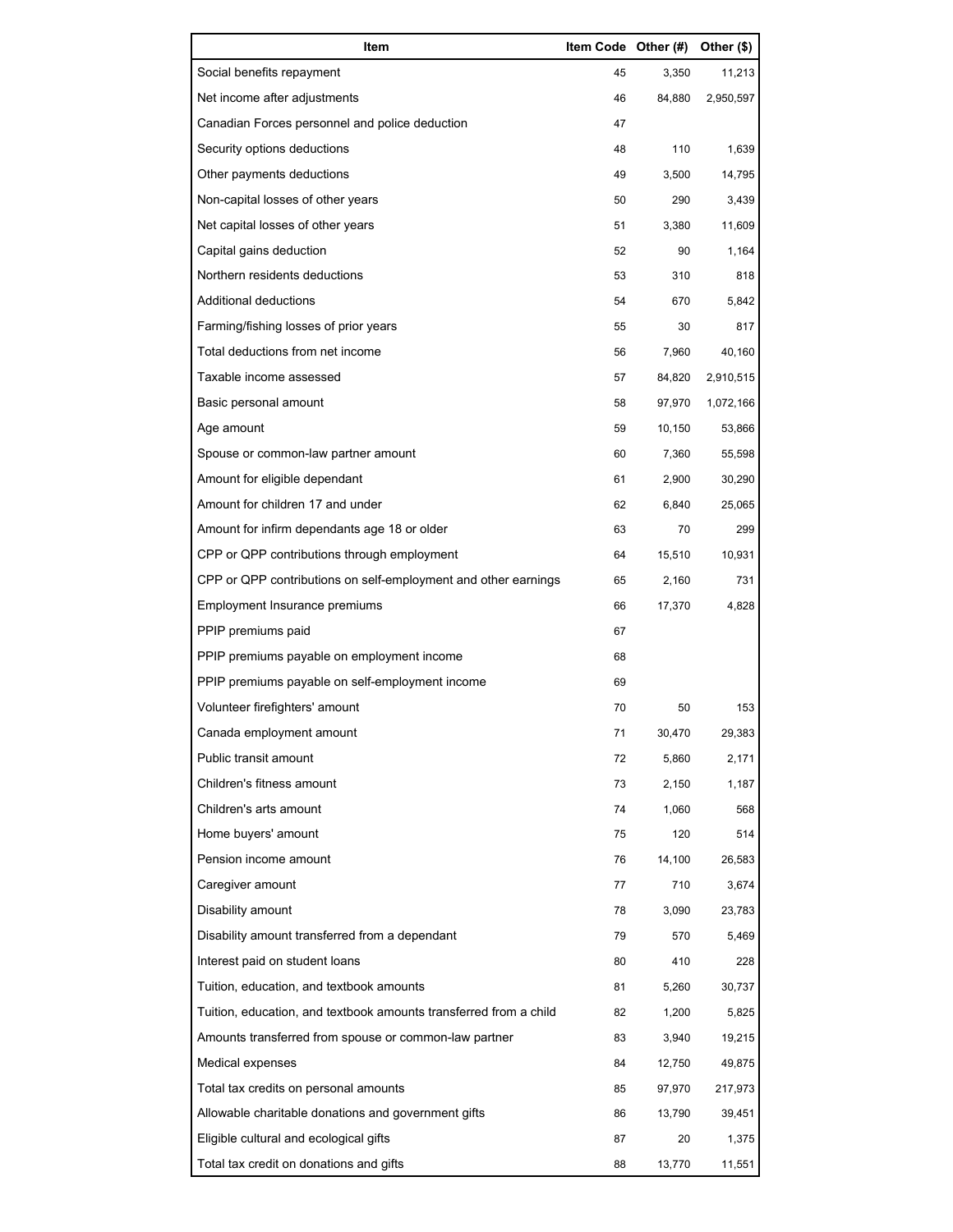| Item | Item Code | Other (#) | Other ($) |
| --- | --- | --- | --- |
| Social benefits repayment | 45 | 3,350 | 11,213 |
| Net income after adjustments | 46 | 84,880 | 2,950,597 |
| Canadian Forces personnel and police deduction | 47 | | |
| Security options deductions | 48 | 110 | 1,639 |
| Other payments deductions | 49 | 3,500 | 14,795 |
| Non-capital losses of other years | 50 | 290 | 3,439 |
| Net capital losses of other years | 51 | 3,380 | 11,609 |
| Capital gains deduction | 52 | 90 | 1,164 |
| Northern residents deductions | 53 | 310 | 818 |
| Additional deductions | 54 | 670 | 5,842 |
| Farming/fishing losses of prior years | 55 | 30 | 817 |
| Total deductions from net income | 56 | 7,960 | 40,160 |
| Taxable income assessed | 57 | 84,820 | 2,910,515 |
| Basic personal amount | 58 | 97,970 | 1,072,166 |
| Age amount | 59 | 10,150 | 53,866 |
| Spouse or common-law partner amount | 60 | 7,360 | 55,598 |
| Amount for eligible dependant | 61 | 2,900 | 30,290 |
| Amount for children 17 and under | 62 | 6,840 | 25,065 |
| Amount for infirm dependants age 18 or older | 63 | 70 | 299 |
| CPP or QPP contributions through employment | 64 | 15,510 | 10,931 |
| CPP or QPP contributions on self-employment and other earnings | 65 | 2,160 | 731 |
| Employment Insurance premiums | 66 | 17,370 | 4,828 |
| PPIP premiums paid | 67 | | |
| PPIP premiums payable on employment income | 68 | | |
| PPIP premiums payable on self-employment income | 69 | | |
| Volunteer firefighters' amount | 70 | 50 | 153 |
| Canada employment amount | 71 | 30,470 | 29,383 |
| Public transit amount | 72 | 5,860 | 2,171 |
| Children's fitness amount | 73 | 2,150 | 1,187 |
| Children's arts amount | 74 | 1,060 | 568 |
| Home buyers' amount | 75 | 120 | 514 |
| Pension income amount | 76 | 14,100 | 26,583 |
| Caregiver amount | 77 | 710 | 3,674 |
| Disability amount | 78 | 3,090 | 23,783 |
| Disability amount transferred from a dependant | 79 | 570 | 5,469 |
| Interest paid on student loans | 80 | 410 | 228 |
| Tuition, education, and textbook amounts | 81 | 5,260 | 30,737 |
| Tuition, education, and textbook amounts transferred from a child | 82 | 1,200 | 5,825 |
| Amounts transferred from spouse or common-law partner | 83 | 3,940 | 19,215 |
| Medical expenses | 84 | 12,750 | 49,875 |
| Total tax credits on personal amounts | 85 | 97,970 | 217,973 |
| Allowable charitable donations and government gifts | 86 | 13,790 | 39,451 |
| Eligible cultural and ecological gifts | 87 | 20 | 1,375 |
| Total tax credit on donations and gifts | 88 | 13,770 | 11,551 |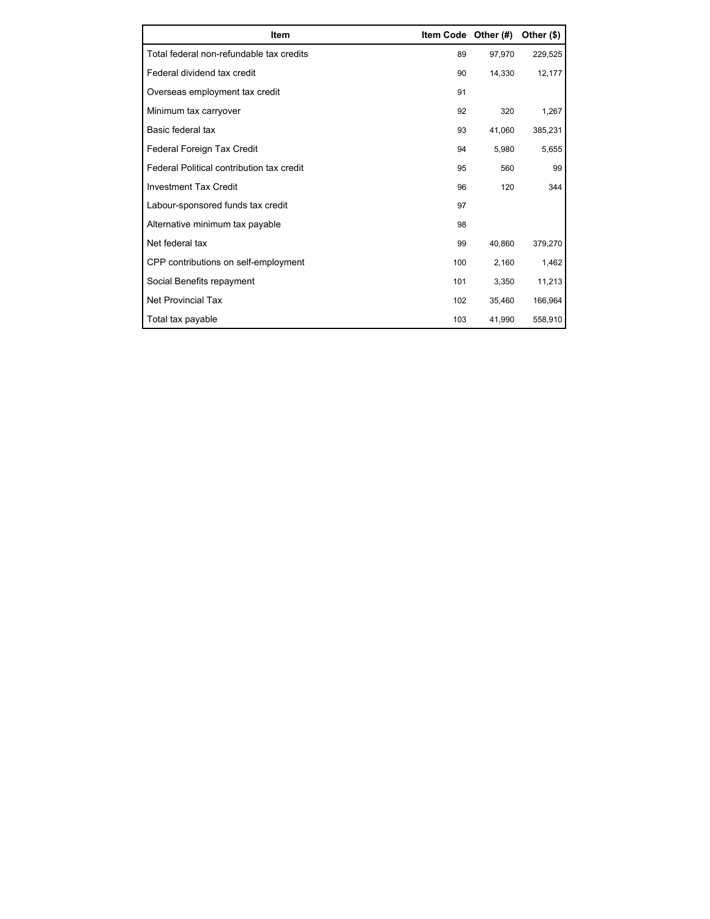| Item | Item Code | Other (#) | Other ($) |
| --- | --- | --- | --- |
| Total federal non-refundable tax credits | 89 | 97,970 | 229,525 |
| Federal dividend tax credit | 90 | 14,330 | 12,177 |
| Overseas employment tax credit | 91 | | |
| Minimum tax carryover | 92 | 320 | 1,267 |
| Basic federal tax | 93 | 41,060 | 385,231 |
| Federal Foreign Tax Credit | 94 | 5,980 | 5,655 |
| Federal Political contribution tax credit | 95 | 560 | 99 |
| Investment Tax Credit | 96 | 120 | 344 |
| Labour-sponsored funds tax credit | 97 | | |
| Alternative minimum tax payable | 98 | | |
| Net federal tax | 99 | 40,860 | 379,270 |
| CPP contributions on self-employment | 100 | 2,160 | 1,462 |
| Social Benefits repayment | 101 | 3,350 | 11,213 |
| Net Provincial Tax | 102 | 35,460 | 166,964 |
| Total tax payable | 103 | 41,990 | 558,910 |